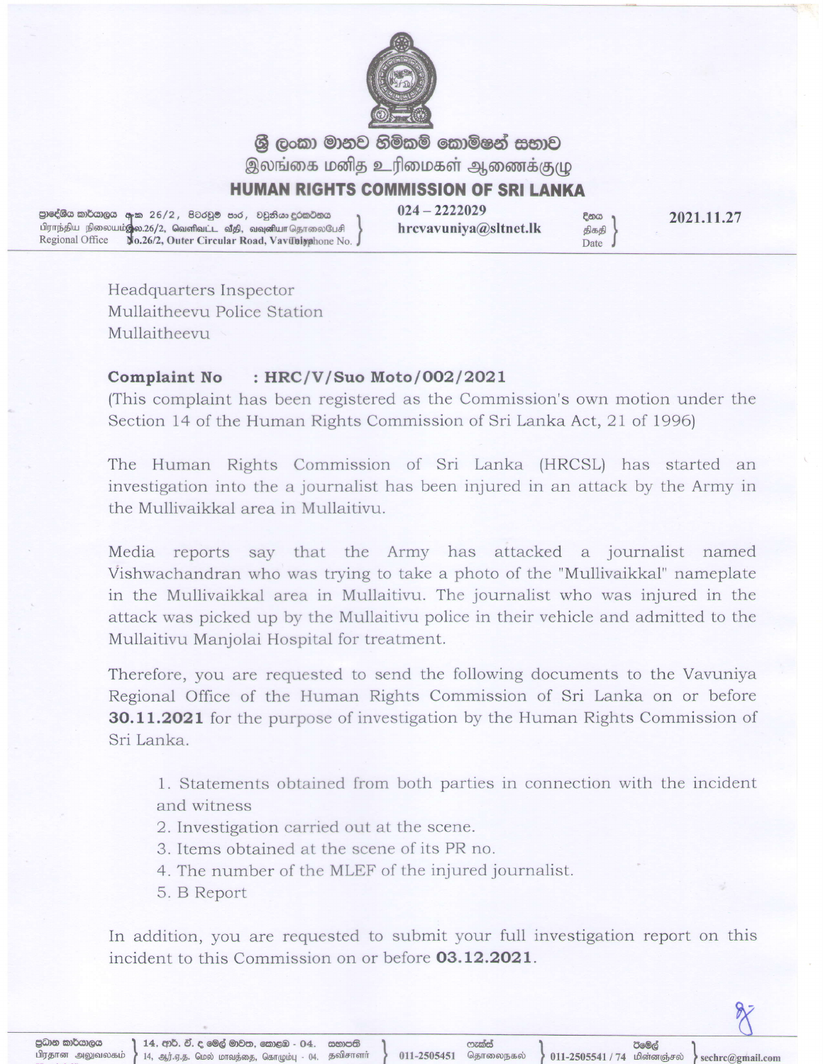# ශ්‍රී ලංකා මානව හිමිකම් කොමිෂන් සභාව
# இலங்கை மனித உரிமைகள் ஆணைக்குழு
# HUMAN RIGHTS COMMISSION OF SRI LANKA

ප්‍රාදේශීය කාර්යාලය අංක 26/2, පිටරවුම් පාර, වවුනියා
பிராந்திய நிலையம் இல.26/2, வெளிவட்ட வீதி, வவுனியா
Regional Office No.26/2, Outer Circular Road, Vavuniya

දුරකථනය / தொலைபேசி / Telephone No. 024 – 2222029
hrcvavuniya@sltnet.lk

දිනය / திகதி / Date 2021.11.27

Headquarters Inspector
Mullaitheevu Police Station
Mullaitheevu

**Complaint No : HRC/V/Suo Moto/002/2021**
(This complaint has been registered as the Commission's own motion under the Section 14 of the Human Rights Commission of Sri Lanka Act, 21 of 1996)

The Human Rights Commission of Sri Lanka (HRCSL) has started an investigation into the a journalist has been injured in an attack by the Army in the Mullivaikkal area in Mullaitivu.

Media reports say that the Army has attacked a journalist named Vishwachandran who was trying to take a photo of the "Mullivaikkal" nameplate in the Mullivaikkal area in Mullaitivu. The journalist who was injured in the attack was picked up by the Mullaitivu police in their vehicle and admitted to the Mullaitivu Manjolai Hospital for treatment.

Therefore, you are requested to send the following documents to the Vavuniya Regional Office of the Human Rights Commission of Sri Lanka on or before **30.11.2021** for the purpose of investigation by the Human Rights Commission of Sri Lanka.

1. Statements obtained from both parties in connection with the incident and witness
2. Investigation carried out at the scene.
3. Items obtained at the scene of its PR no.
4. The number of the MLEF of the injured journalist.
5. B Report

In addition, you are requested to submit your full investigation report on this incident to this Commission on or before **03.12.2021**.

ප්‍රධාන කාර්යාලය / பிரதான அலுவலகம் 14, ආර්. ඒ. ද මෙල් මාවත, කොළඹ - 04. / 14, ஆர்.ஏ.த. மெல் மாவத்தை, கொழும்பு - 04.
සභාපති / தவிசாளர் 011-2505451
ෆැක්ස් / தொலைநகல் 011-2505541 / 74
ඊමේල් / மின்னஞ்சல் sechrc@gmail.com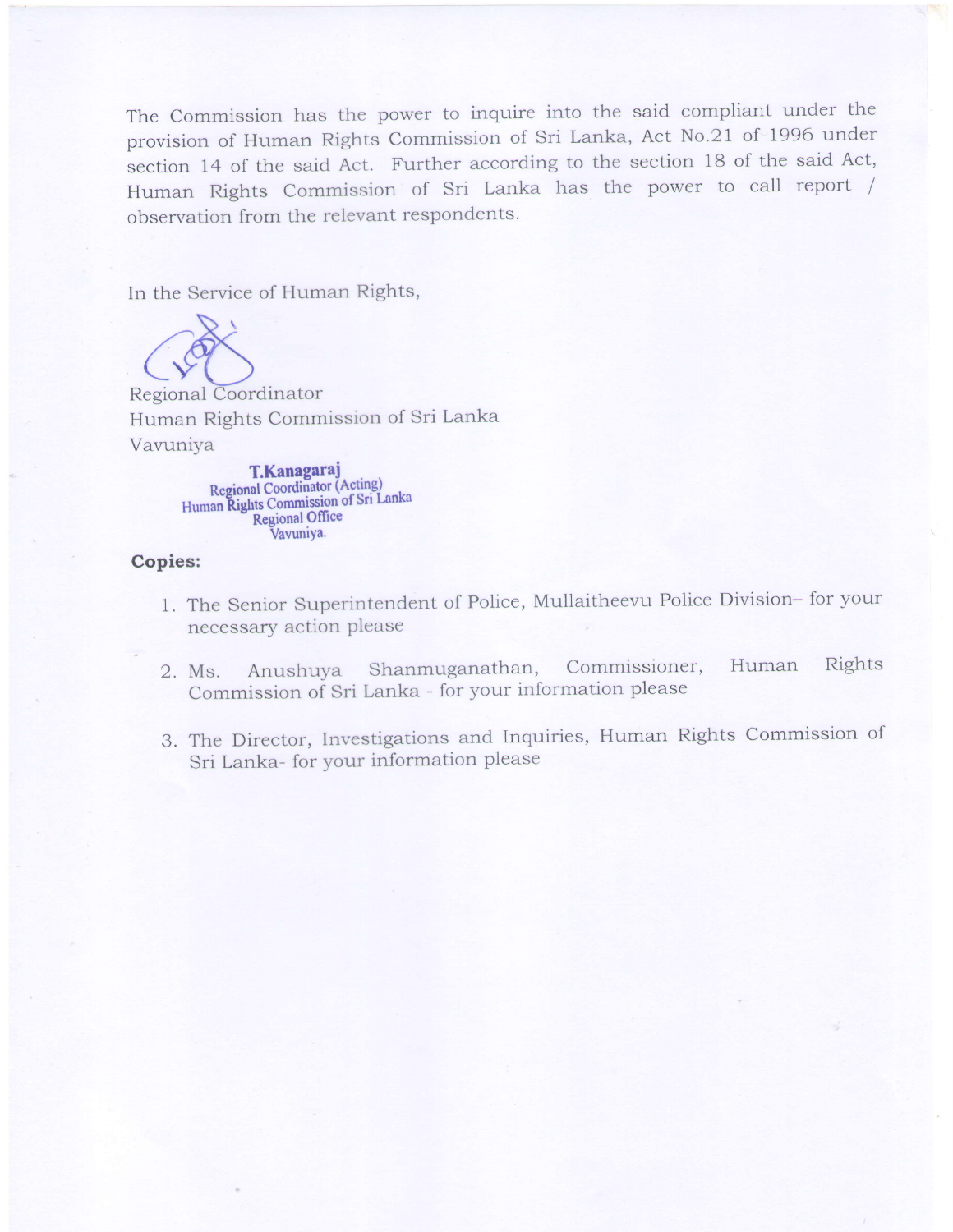The Commission has the power to inquire into the said compliant under the provision of Human Rights Commission of Sri Lanka, Act No.21 of 1996 under section 14 of the said Act. Further according to the section 18 of the said Act, Human Rights Commission of Sri Lanka has the power to call report / observation from the relevant respondents.

In the Service of Human Rights,

Regional Coordinator
Human Rights Commission of Sri Lanka
Vavuniya

T.Kanagaraj
Regional Coordinator (Acting)
Human Rights Commission of Sri Lanka
Regional Office
Vavuniya.

**Copies:**

1. The Senior Superintendent of Police, Mullaitheevu Police Division– for your necessary action please

2. Ms. Anushuya Shanmuganathan, Commissioner, Human Rights Commission of Sri Lanka - for your information please

3. The Director, Investigations and Inquiries, Human Rights Commission of Sri Lanka- for your information please